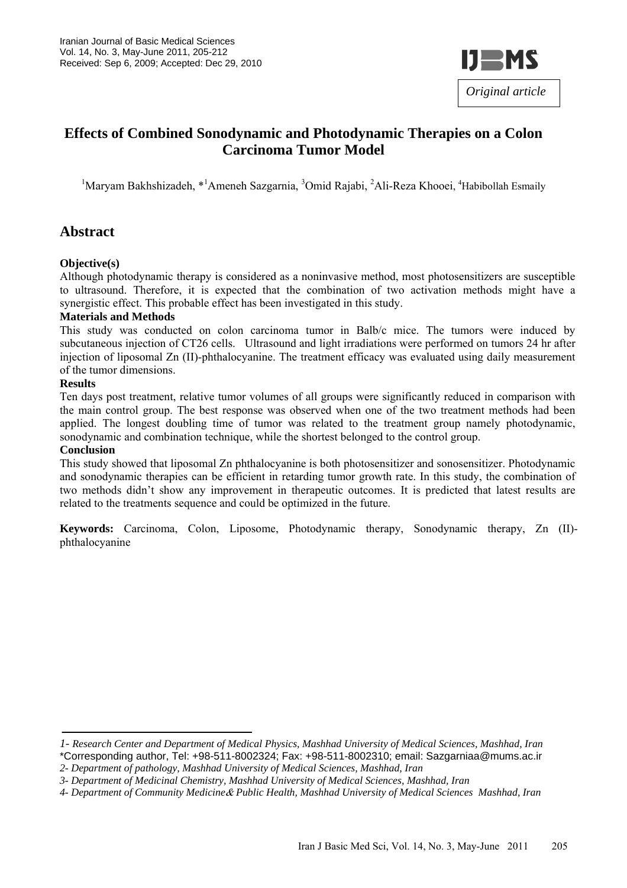Iranian Journal of Basic Medical Sciences
Vol. 14, No. 3, May-June 2011, 205-212
Received: Sep 6, 2009; Accepted: Dec 29, 2010

*Original article*

# Effects of Combined Sonodynamic and Photodynamic Therapies on a Colon Carcinoma Tumor Model

[1]Maryam Bakhshizadeh, *[1]Ameneh Sazgarnia, [3]Omid Rajabi, [2]Ali-Reza Khooei, [4]Habibollah Esmaily

## Abstract

**Objective(s)**

Although photodynamic therapy is considered as a noninvasive method, most photosensitizers are susceptible to ultrasound. Therefore, it is expected that the combination of two activation methods might have a synergistic effect. This probable effect has been investigated in this study.

**Materials and Methods**

This study was conducted on colon carcinoma tumor in Balb/c mice. The tumors were induced by subcutaneous injection of CT26 cells. Ultrasound and light irradiations were performed on tumors 24 hr after injection of liposomal Zn (II)-phthalocyanine. The treatment efficacy was evaluated using daily measurement of the tumor dimensions.

**Results**

Ten days post treatment, relative tumor volumes of all groups were significantly reduced in comparison with the main control group. The best response was observed when one of the two treatment methods had been applied. The longest doubling time of tumor was related to the treatment group namely photodynamic, sonodynamic and combination technique, while the shortest belonged to the control group.

**Conclusion**

This study showed that liposomal Zn phthalocyanine is both photosensitizer and sonosensitizer. Photodynamic and sonodynamic therapies can be efficient in retarding tumor growth rate. In this study, the combination of two methods didn't show any improvement in therapeutic outcomes. It is predicted that latest results are related to the treatments sequence and could be optimized in the future.

**Keywords:** Carcinoma, Colon, Liposome, Photodynamic therapy, Sonodynamic therapy, Zn (II)-phthalocyanine

---

*1- Research Center and Department of Medical Physics, Mashhad University of Medical Sciences, Mashhad, Iran*
*Corresponding author, Tel: +98-511-8002324; Fax: +98-511-8002310; email: Sazgarniaa@mums.ac.ir
*2- Department of pathology, Mashhad University of Medical Sciences, Mashhad, Iran*
*3- Department of Medicinal Chemistry, Mashhad University of Medical Sciences, Mashhad, Iran*
*4- Department of Community Medicine& Public Health, Mashhad University of Medical Sciences Mashhad, Iran*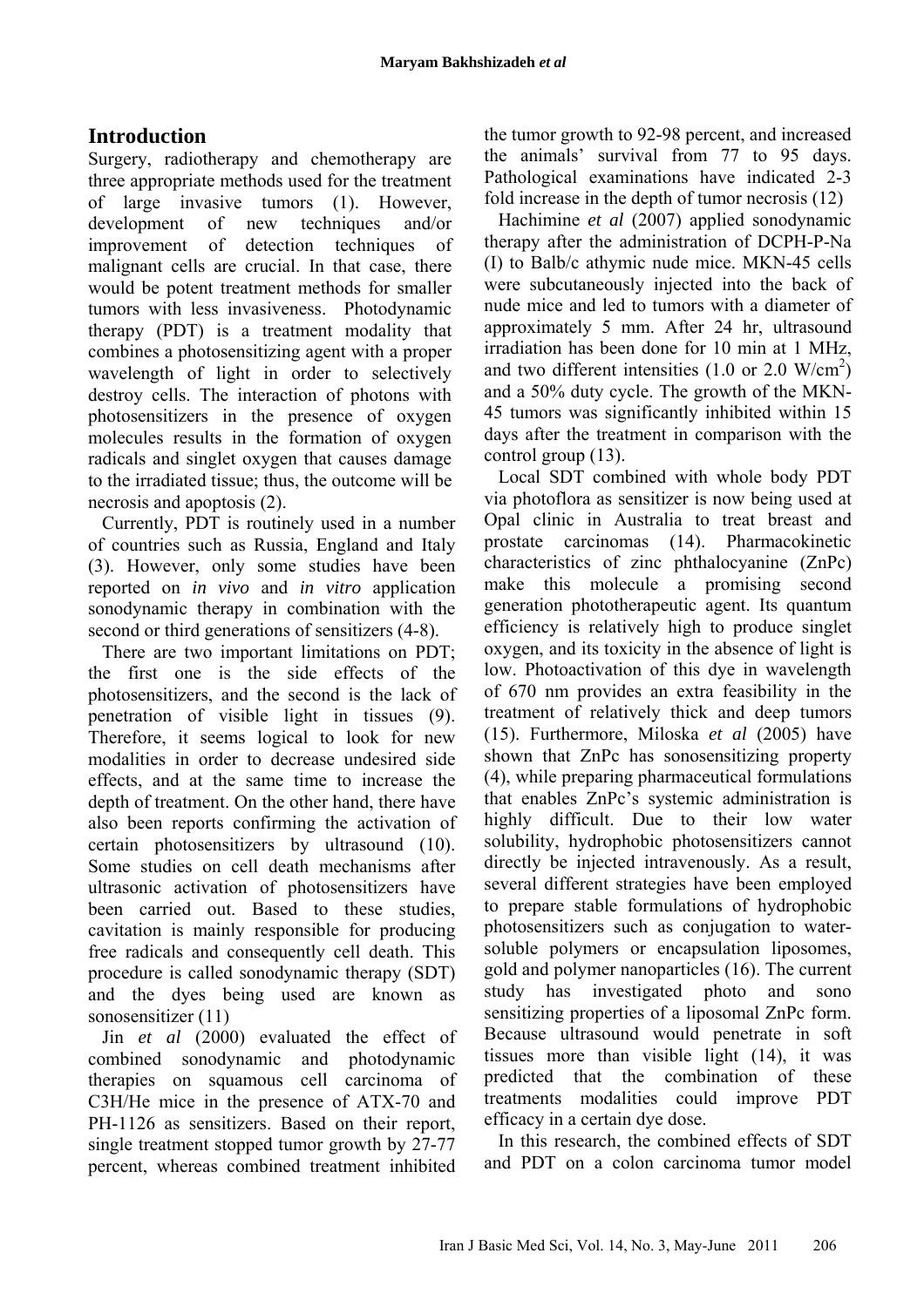## Introduction

Surgery, radiotherapy and chemotherapy are three appropriate methods used for the treatment of large invasive tumors (1). However, development of new techniques and/or improvement of detection techniques of malignant cells are crucial. In that case, there would be potent treatment methods for smaller tumors with less invasiveness. Photodynamic therapy (PDT) is a treatment modality that combines a photosensitizing agent with a proper wavelength of light in order to selectively destroy cells. The interaction of photons with photosensitizers in the presence of oxygen molecules results in the formation of oxygen radicals and singlet oxygen that causes damage to the irradiated tissue; thus, the outcome will be necrosis and apoptosis (2).

Currently, PDT is routinely used in a number of countries such as Russia, England and Italy (3). However, only some studies have been reported on *in vivo* and *in vitro* application sonodynamic therapy in combination with the second or third generations of sensitizers (4-8).

There are two important limitations on PDT; the first one is the side effects of the photosensitizers, and the second is the lack of penetration of visible light in tissues (9). Therefore, it seems logical to look for new modalities in order to decrease undesired side effects, and at the same time to increase the depth of treatment. On the other hand, there have also been reports confirming the activation of certain photosensitizers by ultrasound (10). Some studies on cell death mechanisms after ultrasonic activation of photosensitizers have been carried out. Based to these studies, cavitation is mainly responsible for producing free radicals and consequently cell death. This procedure is called sonodynamic therapy (SDT) and the dyes being used are known as sonosensitizer (11)

Jin *et al* (2000) evaluated the effect of combined sonodynamic and photodynamic therapies on squamous cell carcinoma of C3H/He mice in the presence of ATX-70 and PH-1126 as sensitizers. Based on their report, single treatment stopped tumor growth by 27-77 percent, whereas combined treatment inhibited the tumor growth to 92-98 percent, and increased the animals' survival from 77 to 95 days. Pathological examinations have indicated 2-3 fold increase in the depth of tumor necrosis (12)

Hachimine *et al* (2007) applied sonodynamic therapy after the administration of DCPH-P-Na (I) to Balb/c athymic nude mice. MKN-45 cells were subcutaneously injected into the back of nude mice and led to tumors with a diameter of approximately 5 mm. After 24 hr, ultrasound irradiation has been done for 10 min at 1 MHz, and two different intensities (1.0 or 2.0 W/cm$^2$) and a 50% duty cycle. The growth of the MKN-45 tumors was significantly inhibited within 15 days after the treatment in comparison with the control group (13).

Local SDT combined with whole body PDT via photoflora as sensitizer is now being used at Opal clinic in Australia to treat breast and prostate carcinomas (14). Pharmacokinetic characteristics of zinc phthalocyanine (ZnPc) make this molecule a promising second generation phototherapeutic agent. Its quantum efficiency is relatively high to produce singlet oxygen, and its toxicity in the absence of light is low. Photoactivation of this dye in wavelength of 670 nm provides an extra feasibility in the treatment of relatively thick and deep tumors (15). Furthermore, Miloska *et al* (2005) have shown that ZnPc has sonosensitizing property (4), while preparing pharmaceutical formulations that enables ZnPc's systemic administration is highly difficult. Due to their low water solubility, hydrophobic photosensitizers cannot directly be injected intravenously. As a result, several different strategies have been employed to prepare stable formulations of hydrophobic photosensitizers such as conjugation to water-soluble polymers or encapsulation liposomes, gold and polymer nanoparticles (16). The current study has investigated photo and sono sensitizing properties of a liposomal ZnPc form. Because ultrasound would penetrate in soft tissues more than visible light (14), it was predicted that the combination of these treatments modalities could improve PDT efficacy in a certain dye dose.

In this research, the combined effects of SDT and PDT on a colon carcinoma tumor model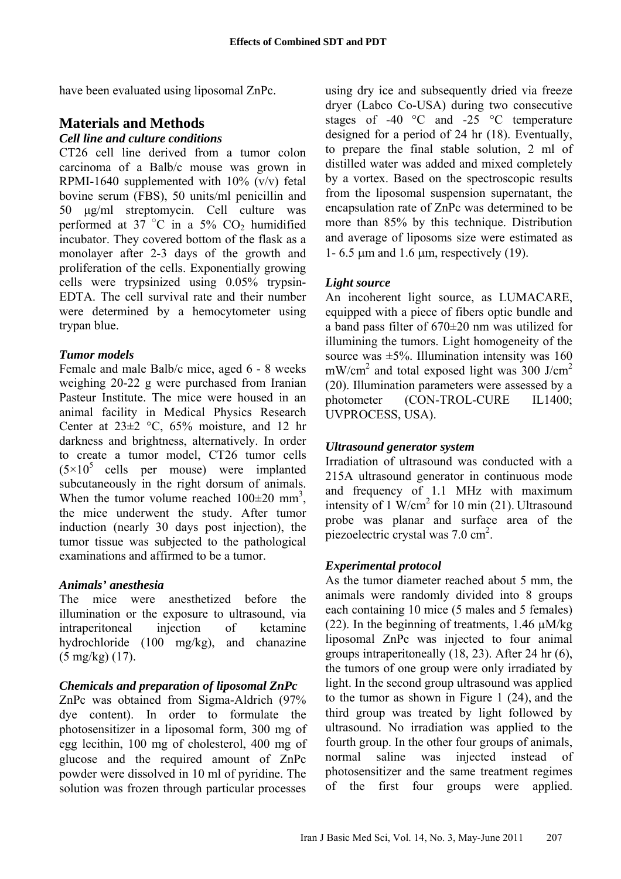have been evaluated using liposomal ZnPc.

## Materials and Methods

### *Cell line and culture conditions*

CT26 cell line derived from a tumor colon carcinoma of a Balb/c mouse was grown in RPMI-1640 supplemented with 10% (v/v) fetal bovine serum (FBS), 50 units/ml penicillin and 50 μg/ml streptomycin. Cell culture was performed at 37 °C in a 5% $CO_2$ humidified incubator. They covered bottom of the flask as a monolayer after 2-3 days of the growth and proliferation of the cells. Exponentially growing cells were trypsinized using 0.05% trypsin-EDTA. The cell survival rate and their number were determined by a hemocytometer using trypan blue.

### *Tumor models*

Female and male Balb/c mice, aged 6 - 8 weeks weighing 20-22 g were purchased from Iranian Pasteur Institute. The mice were housed in an animal facility in Medical Physics Research Center at 23±2 °C, 65% moisture, and 12 hr darkness and brightness, alternatively. In order to create a tumor model, CT26 tumor cells ($5\times10^5$ cells per mouse) were implanted subcutaneously in the right dorsum of animals. When the tumor volume reached 100±20 $mm^3$, the mice underwent the study. After tumor induction (nearly 30 days post injection), the tumor tissue was subjected to the pathological examinations and affirmed to be a tumor.

### *Animals' anesthesia*

The mice were anesthetized before the illumination or the exposure to ultrasound, via intraperitoneal injection of ketamine hydrochloride (100 mg/kg), and chanazine (5 mg/kg) (17).

### *Chemicals and preparation of liposomal ZnPc*

ZnPc was obtained from Sigma-Aldrich (97% dye content). In order to formulate the photosensitizer in a liposomal form, 300 mg of egg lecithin, 100 mg of cholesterol, 400 mg of glucose and the required amount of ZnPc powder were dissolved in 10 ml of pyridine. The solution was frozen through particular processes using dry ice and subsequently dried via freeze dryer (Labco Co-USA) during two consecutive stages of -40 °C and -25 °C temperature designed for a period of 24 hr (18). Eventually, to prepare the final stable solution, 2 ml of distilled water was added and mixed completely by a vortex. Based on the spectroscopic results from the liposomal suspension supernatant, the encapsulation rate of ZnPc was determined to be more than 85% by this technique. Distribution and average of liposoms size were estimated as 1- 6.5 μm and 1.6 μm, respectively (19).

### *Light source*

An incoherent light source, as LUMACARE, equipped with a piece of fibers optic bundle and a band pass filter of 670±20 nm was utilized for illumining the tumors. Light homogeneity of the source was ±5%. Illumination intensity was 160 $mW/cm^2$ and total exposed light was 300 $J/cm^2$ (20). Illumination parameters were assessed by a photometer (CON-TROL-CURE IL1400; UVPROCESS, USA).

### *Ultrasound generator system*

Irradiation of ultrasound was conducted with a 215A ultrasound generator in continuous mode and frequency of 1.1 MHz with maximum intensity of 1 $W/cm^2$ for 10 min (21). Ultrasound probe was planar and surface area of the piezoelectric crystal was 7.0 $cm^2$.

### *Experimental protocol*

As the tumor diameter reached about 5 mm, the animals were randomly divided into 8 groups each containing 10 mice (5 males and 5 females) (22). In the beginning of treatments, 1.46 μM/kg liposomal ZnPc was injected to four animal groups intraperitoneally (18, 23). After 24 hr (6), the tumors of one group were only irradiated by light. In the second group ultrasound was applied to the tumor as shown in Figure 1 (24), and the third group was treated by light followed by ultrasound. No irradiation was applied to the fourth group. In the other four groups of animals, normal saline was injected instead of photosensitizer and the same treatment regimes of the first four groups were applied.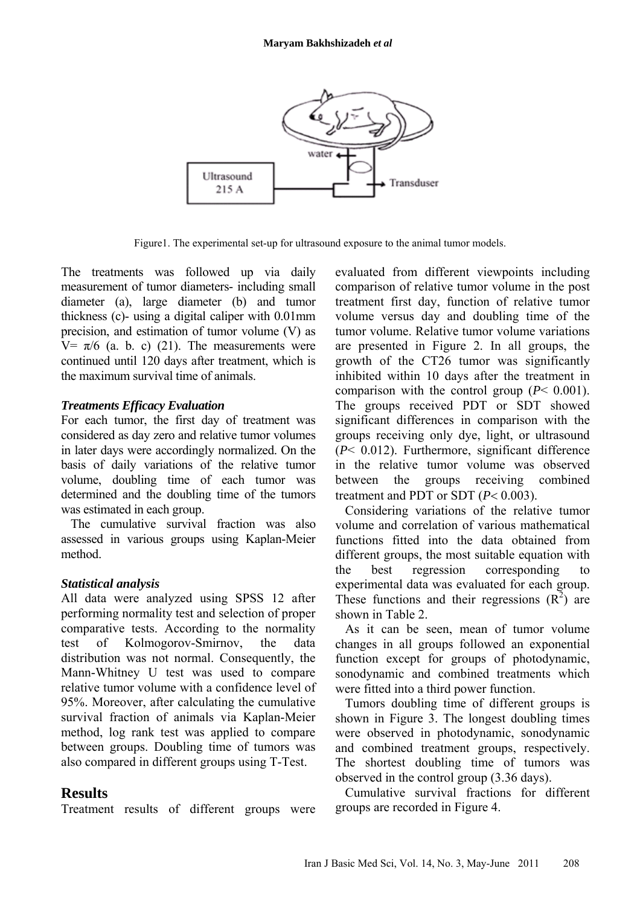Figure1. The experimental set-up for ultrasound exposure to the animal tumor models.

The treatments was followed up via daily measurement of tumor diameters- including small diameter (a), large diameter (b) and tumor thickness (c)- using a digital caliper with 0.01mm precision, and estimation of tumor volume (V) as V= $\pi$/6 (a. b. c) (21). The measurements were continued until 120 days after treatment, which is the maximum survival time of animals.

### *Treatments Efficacy Evaluation*

For each tumor, the first day of treatment was considered as day zero and relative tumor volumes in later days were accordingly normalized. On the basis of daily variations of the relative tumor volume, doubling time of each tumor was determined and the doubling time of the tumors was estimated in each group.

The cumulative survival fraction was also assessed in various groups using Kaplan-Meier method.

### *Statistical analysis*

All data were analyzed using SPSS 12 after performing normality test and selection of proper comparative tests. According to the normality test of Kolmogorov-Smirnov, the data distribution was not normal. Consequently, the Mann-Whitney U test was used to compare relative tumor volume with a confidence level of 95%. Moreover, after calculating the cumulative survival fraction of animals via Kaplan-Meier method, log rank test was applied to compare between groups. Doubling time of tumors was also compared in different groups using T-Test.

## Results

Treatment results of different groups were evaluated from different viewpoints including comparison of relative tumor volume in the post treatment first day, function of relative tumor volume versus day and doubling time of the tumor volume. Relative tumor volume variations are presented in Figure 2. In all groups, the growth of the CT26 tumor was significantly inhibited within 10 days after the treatment in comparison with the control group ($P$< 0.001). The groups received PDT or SDT showed significant differences in comparison with the groups receiving only dye, light, or ultrasound ($P$< 0.012). Furthermore, significant difference in the relative tumor volume was observed between the groups receiving combined treatment and PDT or SDT ($P$< 0.003).

Considering variations of the relative tumor volume and correlation of various mathematical functions fitted into the data obtained from different groups, the most suitable equation with the best regression corresponding to experimental data was evaluated for each group. These functions and their regressions ($R^2$) are shown in Table 2.

As it can be seen, mean of tumor volume changes in all groups followed an exponential function except for groups of photodynamic, sonodynamic and combined treatments which were fitted into a third power function.

Tumors doubling time of different groups is shown in Figure 3. The longest doubling times were observed in photodynamic, sonodynamic and combined treatment groups, respectively. The shortest doubling time of tumors was observed in the control group (3.36 days).

Cumulative survival fractions for different groups are recorded in Figure 4.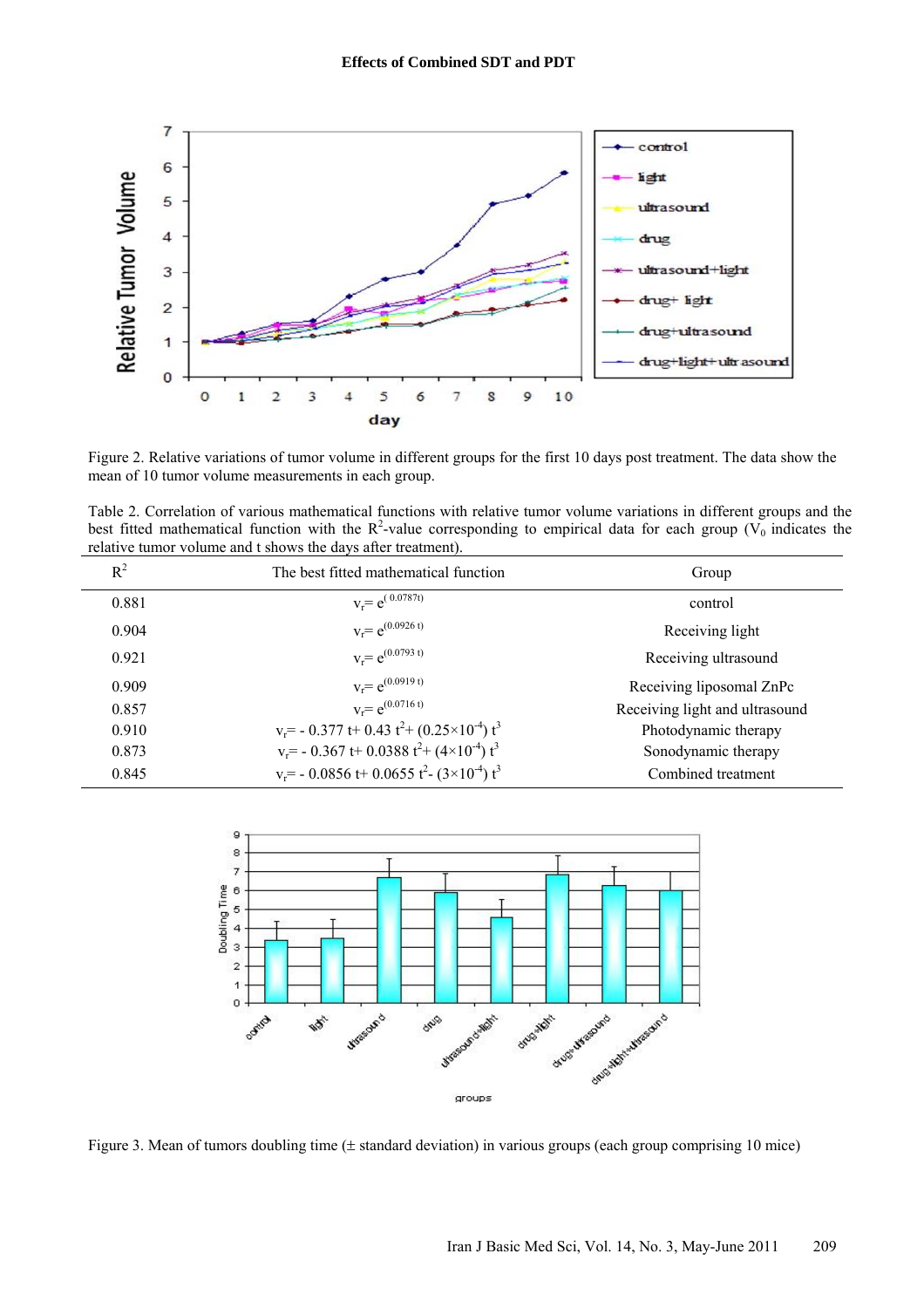Figure 2. Relative variations of tumor volume in different groups for the first 10 days post treatment. The data show the mean of 10 tumor volume measurements in each group.

Table 2. Correlation of various mathematical functions with relative tumor volume variations in different groups and the best fitted mathematical function with the $R^2$-value corresponding to empirical data for each group ($V_0$ indicates the relative tumor volume and t shows the days after treatment).

| $R^2$ | The best fitted mathematical function | Group |
|---|---|---|
| 0.881 | $v_r = e^{(0.0787t)}$ | control |
| 0.904 | $v_r = e^{(0.0926\,t)}$ | Receiving light |
| 0.921 | $v_r = e^{(0.0793\,t)}$ | Receiving ultrasound |
| 0.909 | $v_r = e^{(0.0919\,t)}$ | Receiving liposomal ZnPc |
| 0.857 | $v_r = e^{(0.0716\,t)}$ | Receiving light and ultrasound |
| 0.910 | $v_r = -0.377\,t + 0.43\,t^2 + (0.25\times10^{-4})\,t^3$ | Photodynamic therapy |
| 0.873 | $v_r = -0.367\,t + 0.0388\,t^2 + (4\times10^{-4})\,t^3$ | Sonodynamic therapy |
| 0.845 | $v_r = -0.0856\,t + 0.0655\,t^2 - (3\times10^{-4})\,t^3$ | Combined treatment |

Figure 3. Mean of tumors doubling time (± standard deviation) in various groups (each group comprising 10 mice)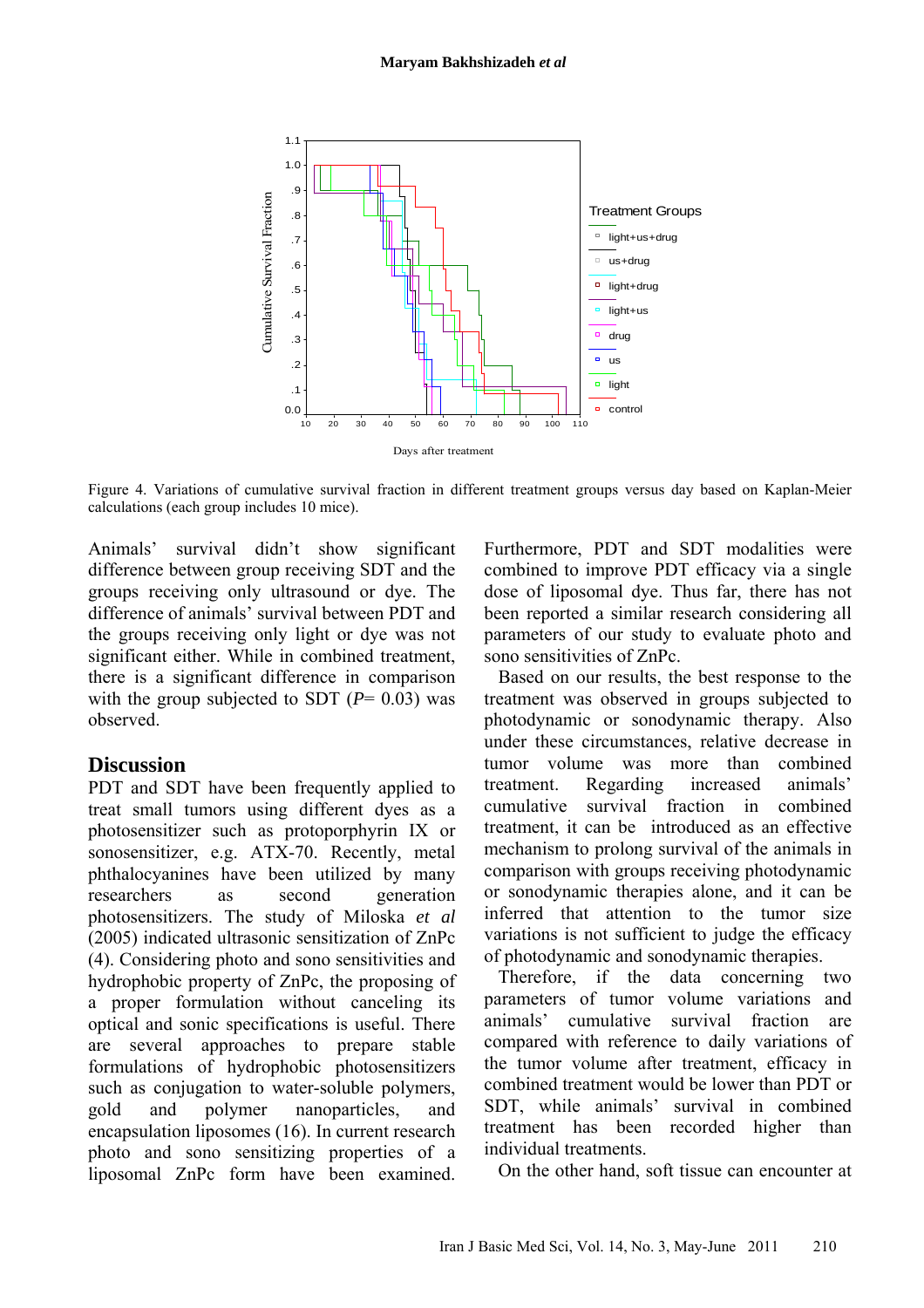Figure 4. Variations of cumulative survival fraction in different treatment groups versus day based on Kaplan-Meier calculations (each group includes 10 mice).

Animals' survival didn't show significant difference between group receiving SDT and the groups receiving only ultrasound or dye. The difference of animals' survival between PDT and the groups receiving only light or dye was not significant either. While in combined treatment, there is a significant difference in comparison with the group subjected to SDT ($P$= 0.03) was observed.

## Discussion

PDT and SDT have been frequently applied to treat small tumors using different dyes as a photosensitizer such as protoporphyrin IX or sonosensitizer, e.g. ATX-70. Recently, metal phthalocyanines have been utilized by many researchers as second generation photosensitizers. The study of Miloska *et al* (2005) indicated ultrasonic sensitization of ZnPc (4). Considering photo and sono sensitivities and hydrophobic property of ZnPc, the proposing of a proper formulation without canceling its optical and sonic specifications is useful. There are several approaches to prepare stable formulations of hydrophobic photosensitizers such as conjugation to water-soluble polymers, gold and polymer nanoparticles, and encapsulation liposomes (16). In current research photo and sono sensitizing properties of a liposomal ZnPc form have been examined. Furthermore, PDT and SDT modalities were combined to improve PDT efficacy via a single dose of liposomal dye. Thus far, there has not been reported a similar research considering all parameters of our study to evaluate photo and sono sensitivities of ZnPc.

Based on our results, the best response to the treatment was observed in groups subjected to photodynamic or sonodynamic therapy. Also under these circumstances, relative decrease in tumor volume was more than combined treatment. Regarding increased animals' cumulative survival fraction in combined treatment, it can be introduced as an effective mechanism to prolong survival of the animals in comparison with groups receiving photodynamic or sonodynamic therapies alone, and it can be inferred that attention to the tumor size variations is not sufficient to judge the efficacy of photodynamic and sonodynamic therapies.

Therefore, if the data concerning two parameters of tumor volume variations and animals' cumulative survival fraction are compared with reference to daily variations of the tumor volume after treatment, efficacy in combined treatment would be lower than PDT or SDT, while animals' survival in combined treatment has been recorded higher than individual treatments.

On the other hand, soft tissue can encounter at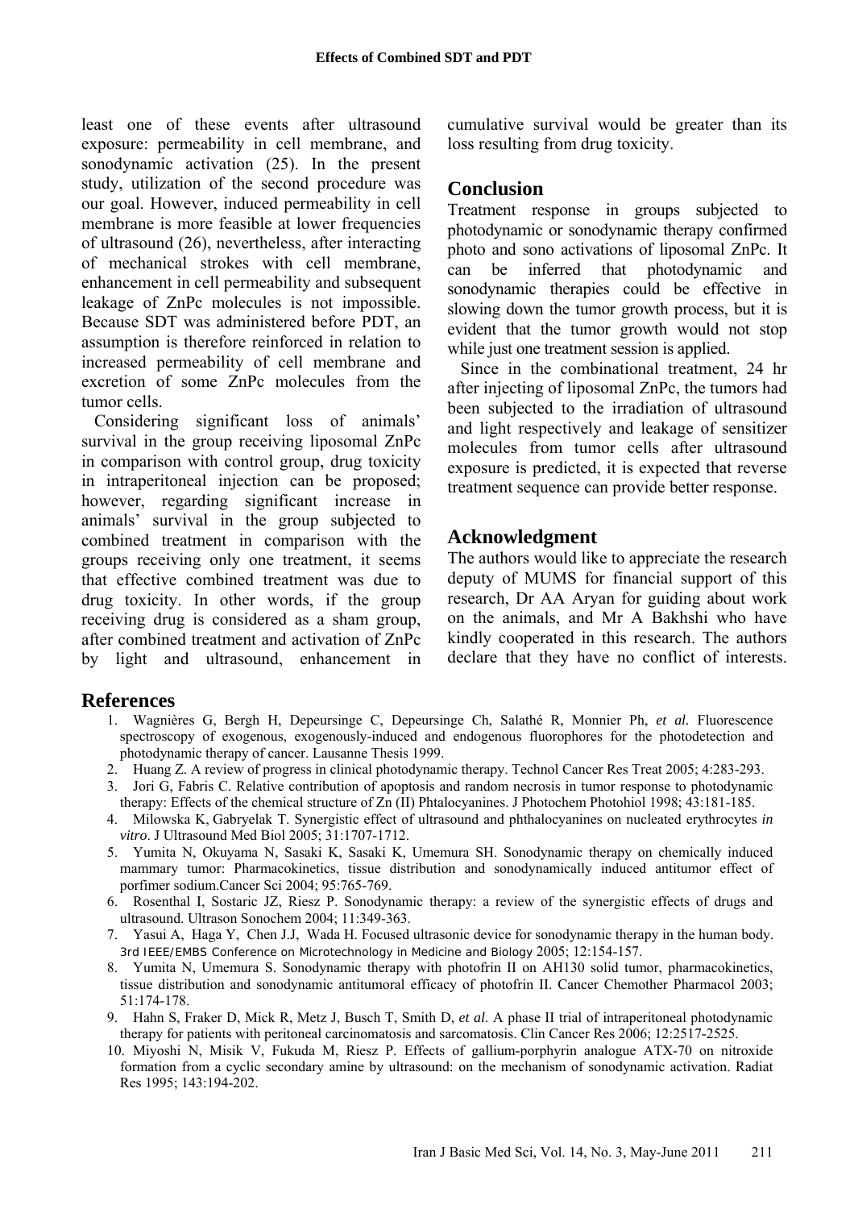least one of these events after ultrasound exposure: permeability in cell membrane, and sonodynamic activation (25). In the present study, utilization of the second procedure was our goal. However, induced permeability in cell membrane is more feasible at lower frequencies of ultrasound (26), nevertheless, after interacting of mechanical strokes with cell membrane, enhancement in cell permeability and subsequent leakage of ZnPc molecules is not impossible. Because SDT was administered before PDT, an assumption is therefore reinforced in relation to increased permeability of cell membrane and excretion of some ZnPc molecules from the tumor cells.

Considering significant loss of animals' survival in the group receiving liposomal ZnPc in comparison with control group, drug toxicity in intraperitoneal injection can be proposed; however, regarding significant increase in animals' survival in the group subjected to combined treatment in comparison with the groups receiving only one treatment, it seems that effective combined treatment was due to drug toxicity. In other words, if the group receiving drug is considered as a sham group, after combined treatment and activation of ZnPc by light and ultrasound, enhancement in cumulative survival would be greater than its loss resulting from drug toxicity.

## Conclusion

Treatment response in groups subjected to photodynamic or sonodynamic therapy confirmed photo and sono activations of liposomal ZnPc. It can be inferred that photodynamic and sonodynamic therapies could be effective in slowing down the tumor growth process, but it is evident that the tumor growth would not stop while just one treatment session is applied.

Since in the combinational treatment, 24 hr after injecting of liposomal ZnPc, the tumors had been subjected to the irradiation of ultrasound and light respectively and leakage of sensitizer molecules from tumor cells after ultrasound exposure is predicted, it is expected that reverse treatment sequence can provide better response.

## Acknowledgment

The authors would like to appreciate the research deputy of MUMS for financial support of this research, Dr AA Aryan for guiding about work on the animals, and Mr A Bakhshi who have kindly cooperated in this research. The authors declare that they have no conflict of interests.

## References

1. Wagnières G, Bergh H, Depeursinge C, Depeursinge Ch, Salathé R, Monnier Ph, *et al.* Fluorescence spectroscopy of exogenous, exogenously-induced and endogenous fluorophores for the photodetection and photodynamic therapy of cancer. Lausanne Thesis 1999.
2. Huang Z. A review of progress in clinical photodynamic therapy. Technol Cancer Res Treat 2005; 4:283-293.
3. Jori G, Fabris C. Relative contribution of apoptosis and random necrosis in tumor response to photodynamic therapy: Effects of the chemical structure of Zn (II) Phtalocyanines. J Photochem Photohiol 1998; 43:181-185.
4. Milowska K, Gabryelak T. Synergistic effect of ultrasound and phthalocyanines on nucleated erythrocytes *in vitro*. J Ultrasound Med Biol 2005; 31:1707-1712.
5. Yumita N, Okuyama N, Sasaki K, Sasaki K, Umemura SH. Sonodynamic therapy on chemically induced mammary tumor: Pharmacokinetics, tissue distribution and sonodynamically induced antitumor effect of porfimer sodium.Cancer Sci 2004; 95:765-769.
6. Rosenthal I, Sostaric JZ, Riesz P. Sonodynamic therapy: a review of the synergistic effects of drugs and ultrasound. Ultrason Sonochem 2004; 11:349-363.
7. Yasui A, Haga Y, Chen J.J, Wada H. Focused ultrasonic device for sonodynamic therapy in the human body. 3rd IEEE/EMBS Conference on Microtechnology in Medicine and Biology 2005; 12:154-157.
8. Yumita N, Umemura S. Sonodynamic therapy with photofrin II on AH130 solid tumor, pharmacokinetics, tissue distribution and sonodynamic antitumoral efficacy of photofrin II. Cancer Chemother Pharmacol 2003; 51:174-178.
9. Hahn S, Fraker D, Mick R, Metz J, Busch T, Smith D, *et al*. A phase II trial of intraperitoneal photodynamic therapy for patients with peritoneal carcinomatosis and sarcomatosis. Clin Cancer Res 2006; 12:2517-2525.
10. Miyoshi N, Misik V, Fukuda M, Riesz P. Effects of gallium-porphyrin analogue ATX-70 on nitroxide formation from a cyclic secondary amine by ultrasound: on the mechanism of sonodynamic activation. Radiat Res 1995; 143:194-202.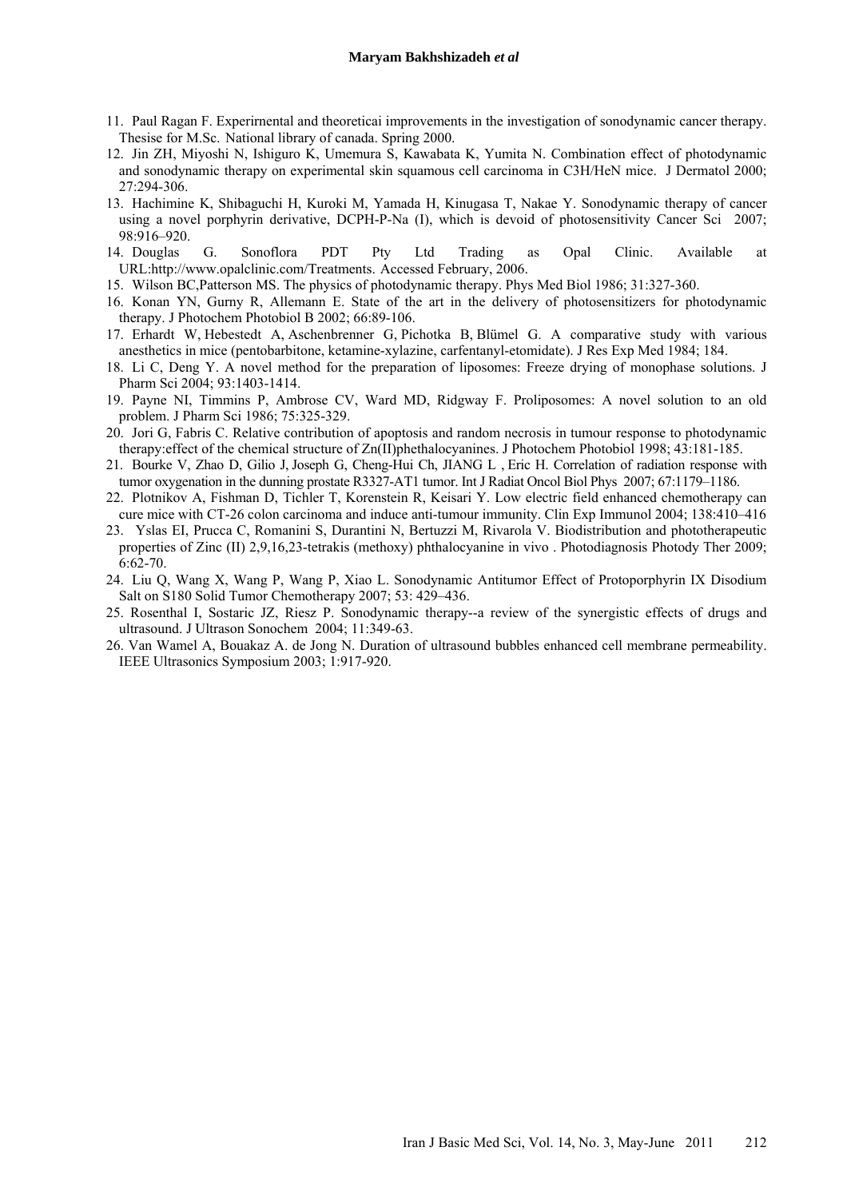11. Paul Ragan F. Experirnental and theoreticai improvements in the investigation of sonodynamic cancer therapy. Thesise for M.Sc. National library of canada. Spring 2000.
12. Jin ZH, Miyoshi N, Ishiguro K, Umemura S, Kawabata K, Yumita N. Combination effect of photodynamic and sonodynamic therapy on experimental skin squamous cell carcinoma in C3H/HeN mice. J Dermatol 2000; 27:294-306.
13. Hachimine K, Shibaguchi H, Kuroki M, Yamada H, Kinugasa T, Nakae Y. Sonodynamic therapy of cancer using a novel porphyrin derivative, DCPH-P-Na (I), which is devoid of photosensitivity Cancer Sci 2007; 98:916–920.
14. Douglas G. Sonoflora PDT Pty Ltd Trading as Opal Clinic. Available at URL:http://www.opalclinic.com/Treatments. Accessed February, 2006.
15. Wilson BC,Patterson MS. The physics of photodynamic therapy. Phys Med Biol 1986; 31:327-360.
16. Konan YN, Gurny R, Allemann E. State of the art in the delivery of photosensitizers for photodynamic therapy. J Photochem Photobiol B 2002; 66:89-106.
17. Erhardt W, Hebestedt A, Aschenbrenner G, Pichotka B, Blümel G. A comparative study with various anesthetics in mice (pentobarbitone, ketamine-xylazine, carfentanyl-etomidate). J Res Exp Med 1984; 184.
18. Li C, Deng Y. A novel method for the preparation of liposomes: Freeze drying of monophase solutions. J Pharm Sci 2004; 93:1403-1414.
19. Payne NI, Timmins P, Ambrose CV, Ward MD, Ridgway F. Proliposomes: A novel solution to an old problem. J Pharm Sci 1986; 75:325-329.
20. Jori G, Fabris C. Relative contribution of apoptosis and random necrosis in tumour response to photodynamic therapy:effect of the chemical structure of Zn(II)phethalocyanines. J Photochem Photobiol 1998; 43:181-185.
21. Bourke V, Zhao D, Gilio J, Joseph G, Cheng-Hui Ch, JIANG L , Eric H. Correlation of radiation response with tumor oxygenation in the dunning prostate R3327-AT1 tumor. Int J Radiat Oncol Biol Phys 2007; 67:1179–1186.
22. Plotnikov A, Fishman D, Tichler T, Korenstein R, Keisari Y. Low electric field enhanced chemotherapy can cure mice with CT-26 colon carcinoma and induce anti-tumour immunity. Clin Exp Immunol 2004; 138:410–416
23. Yslas EI, Prucca C, Romanini S, Durantini N, Bertuzzi M, Rivarola V. Biodistribution and phototherapeutic properties of Zinc (II) 2,9,16,23-tetrakis (methoxy) phthalocyanine in vivo . Photodiagnosis Photody Ther 2009; 6:62-70.
24. Liu Q, Wang X, Wang P, Wang P, Xiao L. Sonodynamic Antitumor Effect of Protoporphyrin IX Disodium Salt on S180 Solid Tumor Chemotherapy 2007; 53: 429–436.
25. Rosenthal I, Sostaric JZ, Riesz P. Sonodynamic therapy--a review of the synergistic effects of drugs and ultrasound. J Ultrason Sonochem 2004; 11:349-63.
26. Van Wamel A, Bouakaz A. de Jong N. Duration of ultrasound bubbles enhanced cell membrane permeability. IEEE Ultrasonics Symposium 2003; 1:917-920.